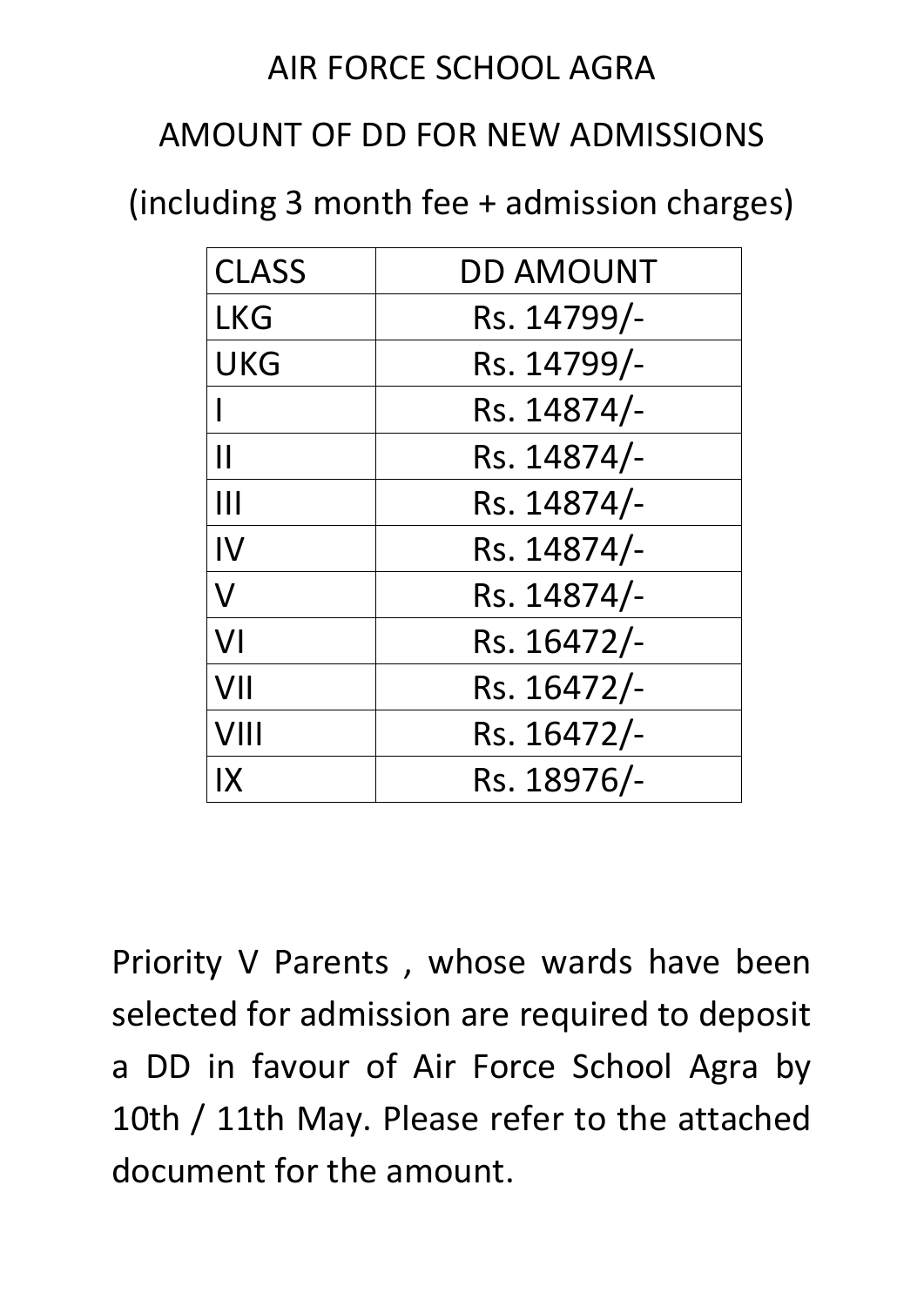# AIR FORCE SCHOOL AGRA

## AMOUNT OF DD FOR NEW ADMISSIONS

(including 3 month fee + admission charges)

| CLASS | DD AMOUNT |
|---|---|
| LKG | Rs. 14799/- |
| UKG | Rs. 14799/- |
| I | Rs. 14874/- |
| II | Rs. 14874/- |
| III | Rs. 14874/- |
| IV | Rs. 14874/- |
| V | Rs. 14874/- |
| VI | Rs. 16472/- |
| VII | Rs. 16472/- |
| VIII | Rs. 16472/- |
| IX | Rs. 18976/- |

Priority V Parents , whose wards have been selected for admission are required to deposit a DD in favour of Air Force School Agra by 10th / 11th May. Please refer to the attached document for the amount.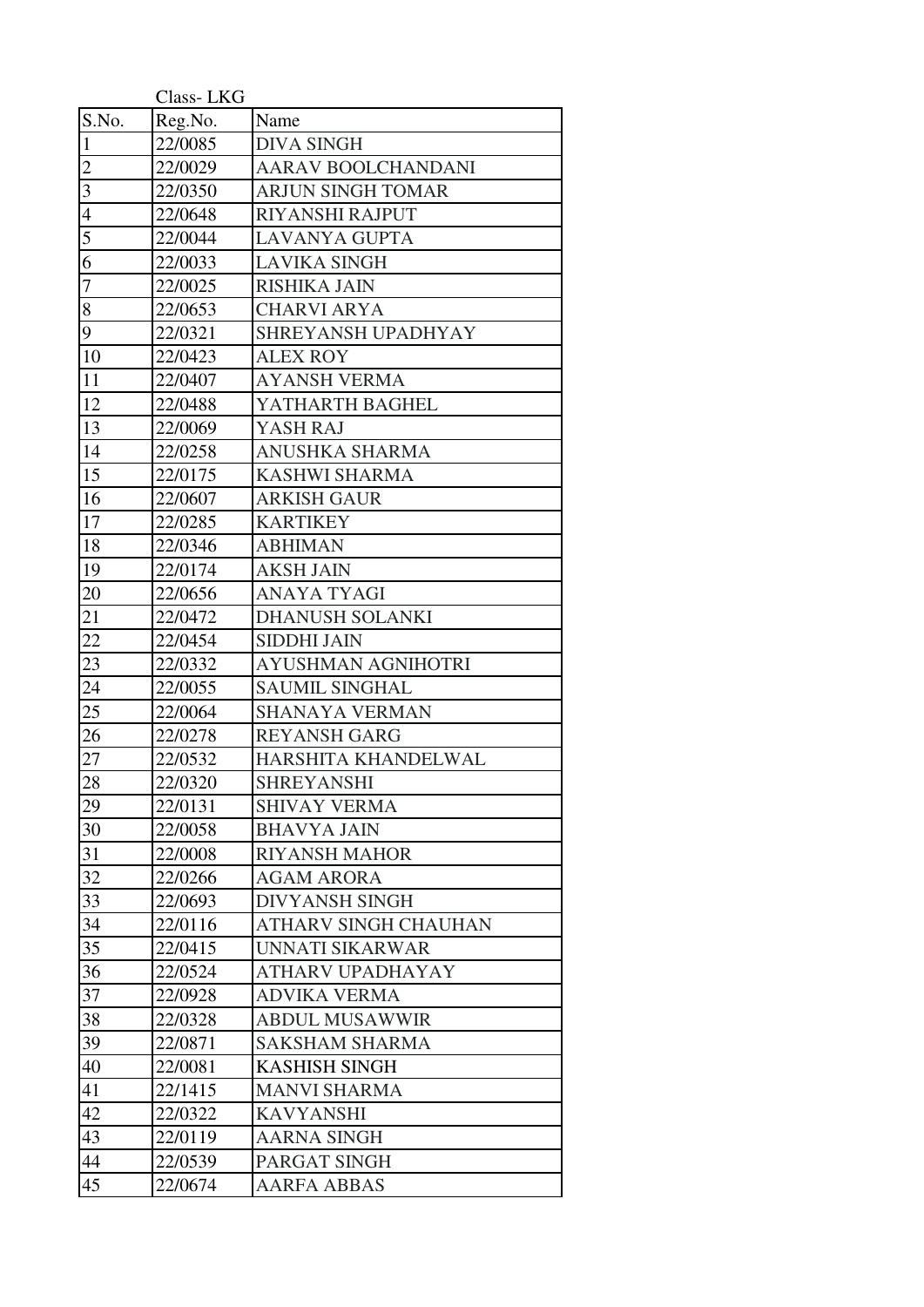Class- LKG

| S.No. | Reg.No. | Name |
|---|---|---|
| 1 | 22/0085 | DIVA SINGH |
| 2 | 22/0029 | AARAV BOOLCHANDANI |
| 3 | 22/0350 | ARJUN SINGH TOMAR |
| 4 | 22/0648 | RIYANSHI RAJPUT |
| 5 | 22/0044 | LAVANYA GUPTA |
| 6 | 22/0033 | LAVIKA SINGH |
| 7 | 22/0025 | RISHIKA JAIN |
| 8 | 22/0653 | CHARVI ARYA |
| 9 | 22/0321 | SHREYANSH UPADHYAY |
| 10 | 22/0423 | ALEX ROY |
| 11 | 22/0407 | AYANSH VERMA |
| 12 | 22/0488 | YATHARTH BAGHEL |
| 13 | 22/0069 | YASH RAJ |
| 14 | 22/0258 | ANUSHKA SHARMA |
| 15 | 22/0175 | KASHWI SHARMA |
| 16 | 22/0607 | ARKISH GAUR |
| 17 | 22/0285 | KARTIKEY |
| 18 | 22/0346 | ABHIMAN |
| 19 | 22/0174 | AKSH JAIN |
| 20 | 22/0656 | ANAYA TYAGI |
| 21 | 22/0472 | DHANUSH SOLANKI |
| 22 | 22/0454 | SIDDHI JAIN |
| 23 | 22/0332 | AYUSHMAN AGNIHOTRI |
| 24 | 22/0055 | SAUMIL SINGHAL |
| 25 | 22/0064 | SHANAYA VERMAN |
| 26 | 22/0278 | REYANSH GARG |
| 27 | 22/0532 | HARSHITA KHANDELWAL |
| 28 | 22/0320 | SHREYANSHI |
| 29 | 22/0131 | SHIVAY VERMA |
| 30 | 22/0058 | BHAVYA JAIN |
| 31 | 22/0008 | RIYANSH MAHOR |
| 32 | 22/0266 | AGAM ARORA |
| 33 | 22/0693 | DIVYANSH SINGH |
| 34 | 22/0116 | ATHARV SINGH CHAUHAN |
| 35 | 22/0415 | UNNATI SIKARWAR |
| 36 | 22/0524 | ATHARV UPADHAYAY |
| 37 | 22/0928 | ADVIKA VERMA |
| 38 | 22/0328 | ABDUL MUSAWWIR |
| 39 | 22/0871 | SAKSHAM SHARMA |
| 40 | 22/0081 | KASHISH SINGH |
| 41 | 22/1415 | MANVI SHARMA |
| 42 | 22/0322 | KAVYANSHI |
| 43 | 22/0119 | AARNA SINGH |
| 44 | 22/0539 | PARGAT SINGH |
| 45 | 22/0674 | AARFA ABBAS |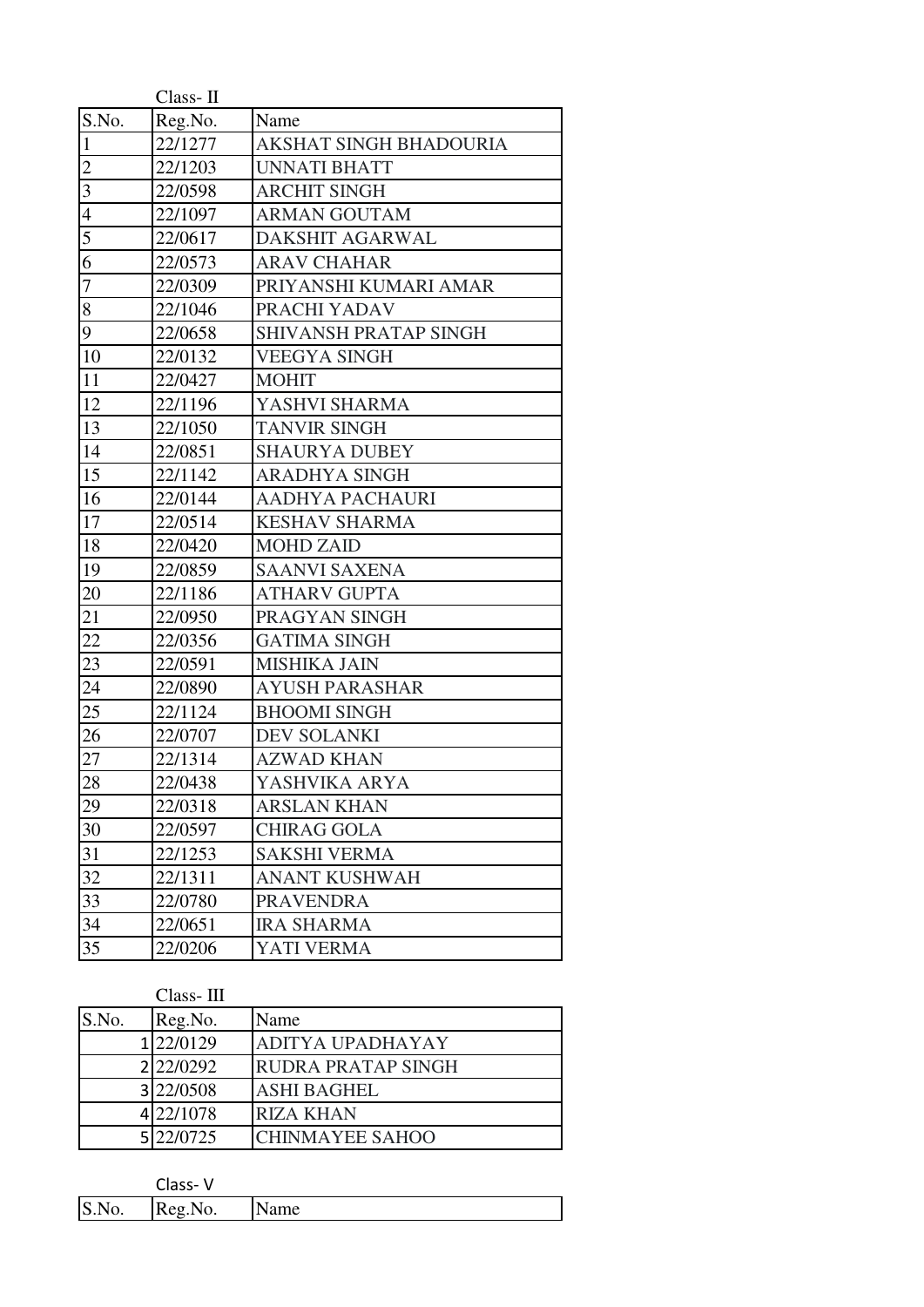Class- II

| S.No. | Reg.No. | Name |
|---|---|---|
| 1 | 22/1277 | AKSHAT SINGH BHADOURIA |
| 2 | 22/1203 | UNNATI BHATT |
| 3 | 22/0598 | ARCHIT SINGH |
| 4 | 22/1097 | ARMAN GOUTAM |
| 5 | 22/0617 | DAKSHIT AGARWAL |
| 6 | 22/0573 | ARAV CHAHAR |
| 7 | 22/0309 | PRIYANSHI KUMARI AMAR |
| 8 | 22/1046 | PRACHI YADAV |
| 9 | 22/0658 | SHIVANSH PRATAP SINGH |
| 10 | 22/0132 | VEEGYA SINGH |
| 11 | 22/0427 | MOHIT |
| 12 | 22/1196 | YASHVI SHARMA |
| 13 | 22/1050 | TANVIR SINGH |
| 14 | 22/0851 | SHAURYA DUBEY |
| 15 | 22/1142 | ARADHYA SINGH |
| 16 | 22/0144 | AADHYA PACHAURI |
| 17 | 22/0514 | KESHAV SHARMA |
| 18 | 22/0420 | MOHD ZAID |
| 19 | 22/0859 | SAANVI SAXENA |
| 20 | 22/1186 | ATHARV GUPTA |
| 21 | 22/0950 | PRAGYAN SINGH |
| 22 | 22/0356 | GATIMA SINGH |
| 23 | 22/0591 | MISHIKA JAIN |
| 24 | 22/0890 | AYUSH PARASHAR |
| 25 | 22/1124 | BHOOMI SINGH |
| 26 | 22/0707 | DEV SOLANKI |
| 27 | 22/1314 | AZWAD KHAN |
| 28 | 22/0438 | YASHVIKA ARYA |
| 29 | 22/0318 | ARSLAN KHAN |
| 30 | 22/0597 | CHIRAG GOLA |
| 31 | 22/1253 | SAKSHI VERMA |
| 32 | 22/1311 | ANANT KUSHWAH |
| 33 | 22/0780 | PRAVENDRA |
| 34 | 22/0651 | IRA SHARMA |
| 35 | 22/0206 | YATI VERMA |

Class- III

| S.No. | Reg.No. | Name |
|---|---|---|
| 1 | 22/0129 | ADITYA UPADHAYAY |
| 2 | 22/0292 | RUDRA PRATAP SINGH |
| 3 | 22/0508 | ASHI BAGHEL |
| 4 | 22/1078 | RIZA KHAN |
| 5 | 22/0725 | CHINMAYEE SAHOO |

Class- V

| S.No. | Reg.No. | Name |
|---|---|---|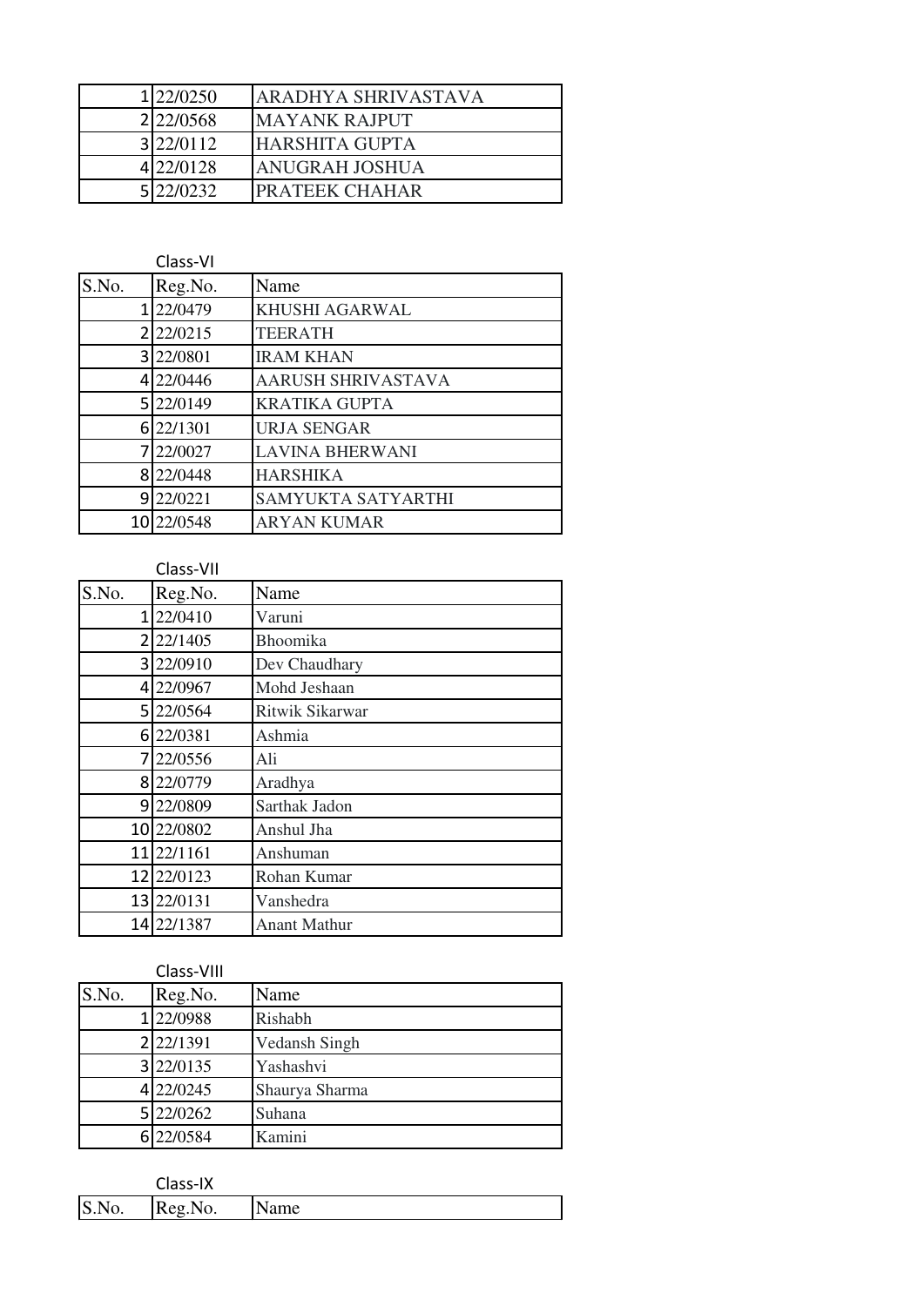| | | |
|---|---|---|
| 1 | 22/0250 | ARADHYA SHRIVASTAVA |
| 2 | 22/0568 | MAYANK RAJPUT |
| 3 | 22/0112 | HARSHITA GUPTA |
| 4 | 22/0128 | ANUGRAH JOSHUA |
| 5 | 22/0232 | PRATEEK CHAHAR |

Class-VI

| S.No. | Reg.No. | Name |
|---|---|---|
| 1 | 22/0479 | KHUSHI AGARWAL |
| 2 | 22/0215 | TEERATH |
| 3 | 22/0801 | IRAM KHAN |
| 4 | 22/0446 | AARUSH SHRIVASTAVA |
| 5 | 22/0149 | KRATIKA GUPTA |
| 6 | 22/1301 | URJA SENGAR |
| 7 | 22/0027 | LAVINA BHERWANI |
| 8 | 22/0448 | HARSHIKA |
| 9 | 22/0221 | SAMYUKTA SATYARTHI |
| 10 | 22/0548 | ARYAN KUMAR |

Class-VII

| S.No. | Reg.No. | Name |
|---|---|---|
| 1 | 22/0410 | Varuni |
| 2 | 22/1405 | Bhoomika |
| 3 | 22/0910 | Dev Chaudhary |
| 4 | 22/0967 | Mohd Jeshaan |
| 5 | 22/0564 | Ritwik Sikarwar |
| 6 | 22/0381 | Ashmia |
| 7 | 22/0556 | Ali |
| 8 | 22/0779 | Aradhya |
| 9 | 22/0809 | Sarthak Jadon |
| 10 | 22/0802 | Anshul Jha |
| 11 | 22/1161 | Anshuman |
| 12 | 22/0123 | Rohan Kumar |
| 13 | 22/0131 | Vanshedra |
| 14 | 22/1387 | Anant Mathur |

Class-VIII

| S.No. | Reg.No. | Name |
|---|---|---|
| 1 | 22/0988 | Rishabh |
| 2 | 22/1391 | Vedansh Singh |
| 3 | 22/0135 | Yashashvi |
| 4 | 22/0245 | Shaurya Sharma |
| 5 | 22/0262 | Suhana |
| 6 | 22/0584 | Kamini |

Class-IX

| S.No. | Reg.No. | Name |
|---|---|---|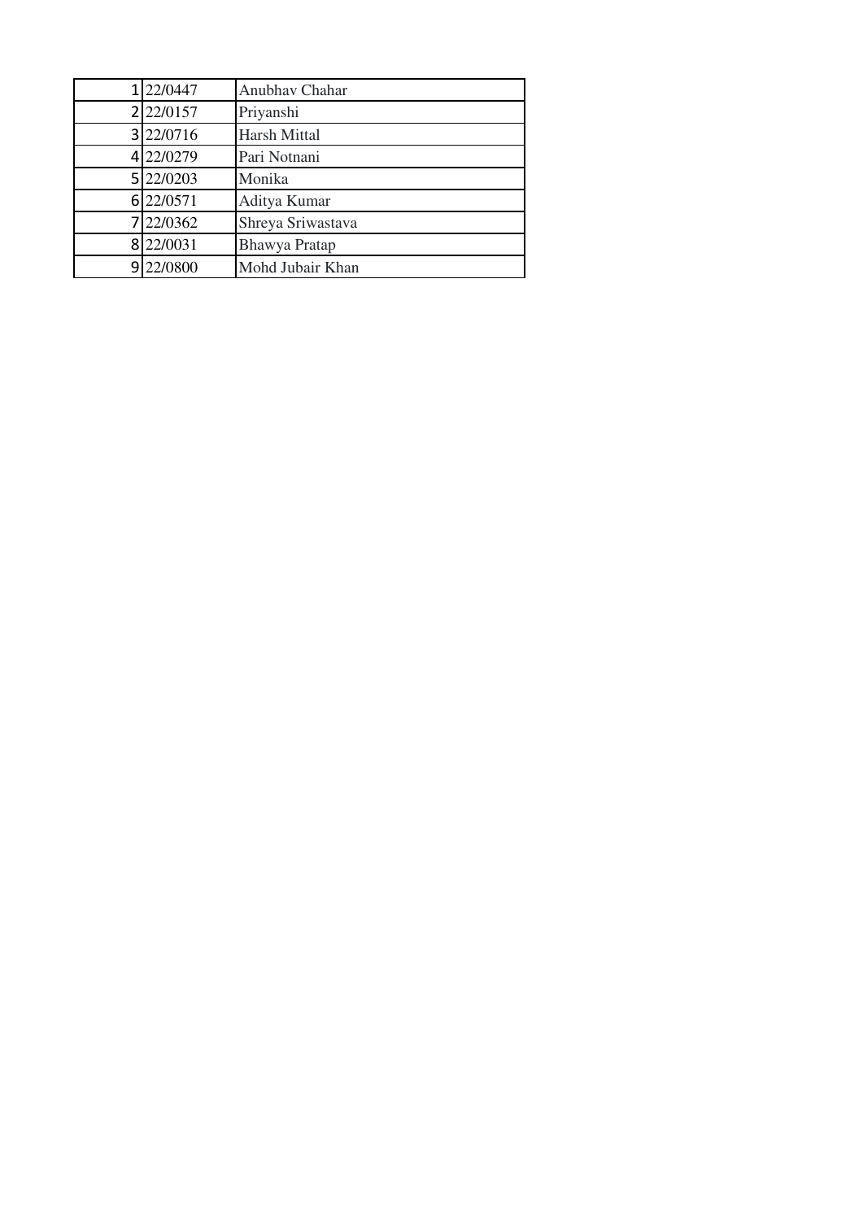| | | |
|---|---|---|
| 1 | 22/0447 | Anubhav Chahar |
| 2 | 22/0157 | Priyanshi |
| 3 | 22/0716 | Harsh Mittal |
| 4 | 22/0279 | Pari Notnani |
| 5 | 22/0203 | Monika |
| 6 | 22/0571 | Aditya Kumar |
| 7 | 22/0362 | Shreya Sriwastava |
| 8 | 22/0031 | Bhawya Pratap |
| 9 | 22/0800 | Mohd Jubair Khan |